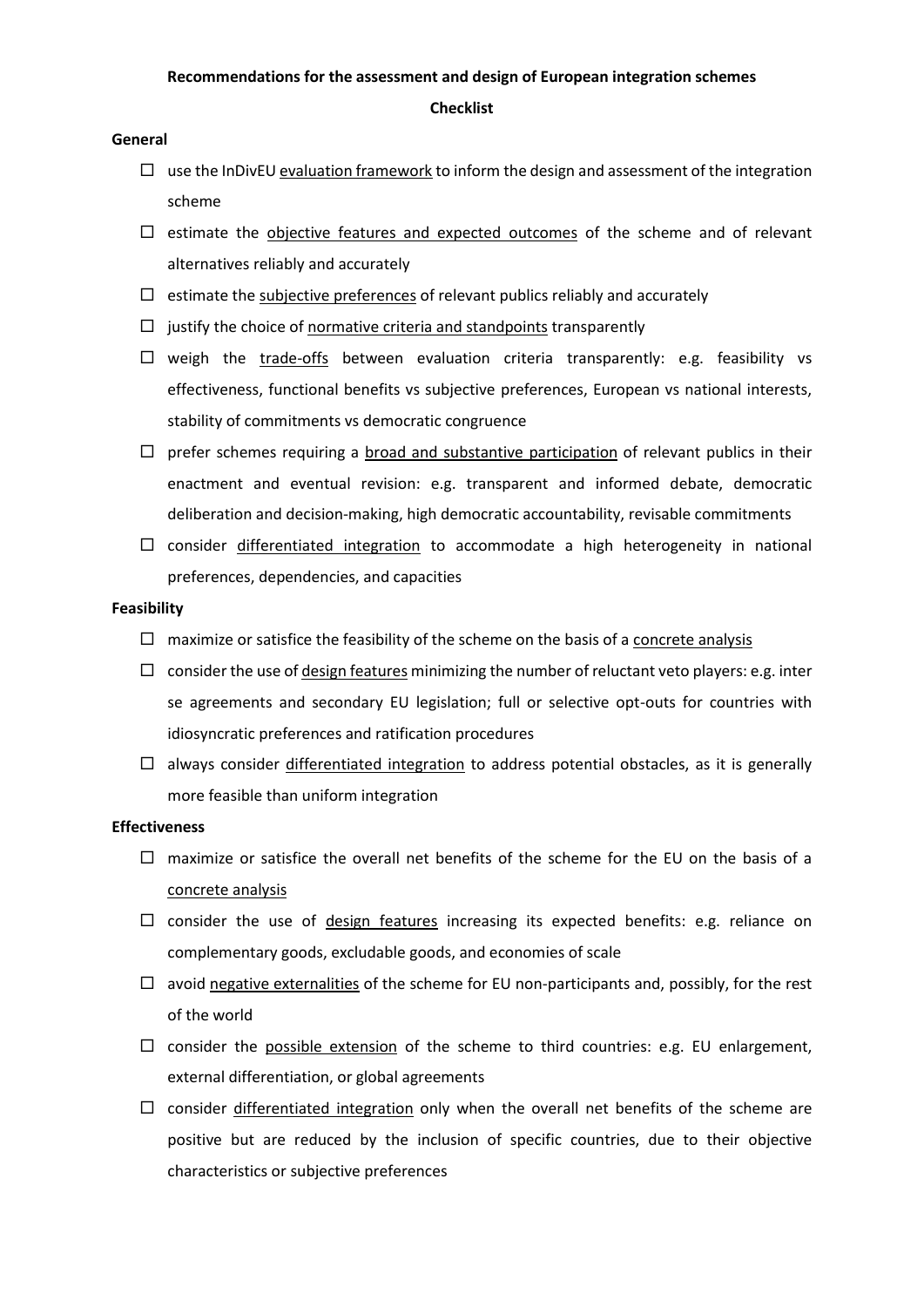**Recommendations for the assessment and design of European integration schemes**

**Checklist**

**General**

- ☐ use the InDivEU evaluation framework to inform the design and assessment of the integration scheme
- ☐ estimate the objective features and expected outcomes of the scheme and of relevant alternatives reliably and accurately
- ☐ estimate the subjective preferences of relevant publics reliably and accurately
- ☐ justify the choice of normative criteria and standpoints transparently
- ☐ weigh the trade-offs between evaluation criteria transparently: e.g. feasibility vs effectiveness, functional benefits vs subjective preferences, European vs national interests, stability of commitments vs democratic congruence
- ☐ prefer schemes requiring a broad and substantive participation of relevant publics in their enactment and eventual revision: e.g. transparent and informed debate, democratic deliberation and decision-making, high democratic accountability, revisable commitments
- ☐ consider differentiated integration to accommodate a high heterogeneity in national preferences, dependencies, and capacities

**Feasibility**

- ☐ maximize or satisfice the feasibility of the scheme on the basis of a concrete analysis
- ☐ consider the use of design features minimizing the number of reluctant veto players: e.g. inter se agreements and secondary EU legislation; full or selective opt-outs for countries with idiosyncratic preferences and ratification procedures
- ☐ always consider differentiated integration to address potential obstacles, as it is generally more feasible than uniform integration

**Effectiveness**

- ☐ maximize or satisfice the overall net benefits of the scheme for the EU on the basis of a concrete analysis
- ☐ consider the use of design features increasing its expected benefits: e.g. reliance on complementary goods, excludable goods, and economies of scale
- ☐ avoid negative externalities of the scheme for EU non-participants and, possibly, for the rest of the world
- ☐ consider the possible extension of the scheme to third countries: e.g. EU enlargement, external differentiation, or global agreements
- ☐ consider differentiated integration only when the overall net benefits of the scheme are positive but are reduced by the inclusion of specific countries, due to their objective characteristics or subjective preferences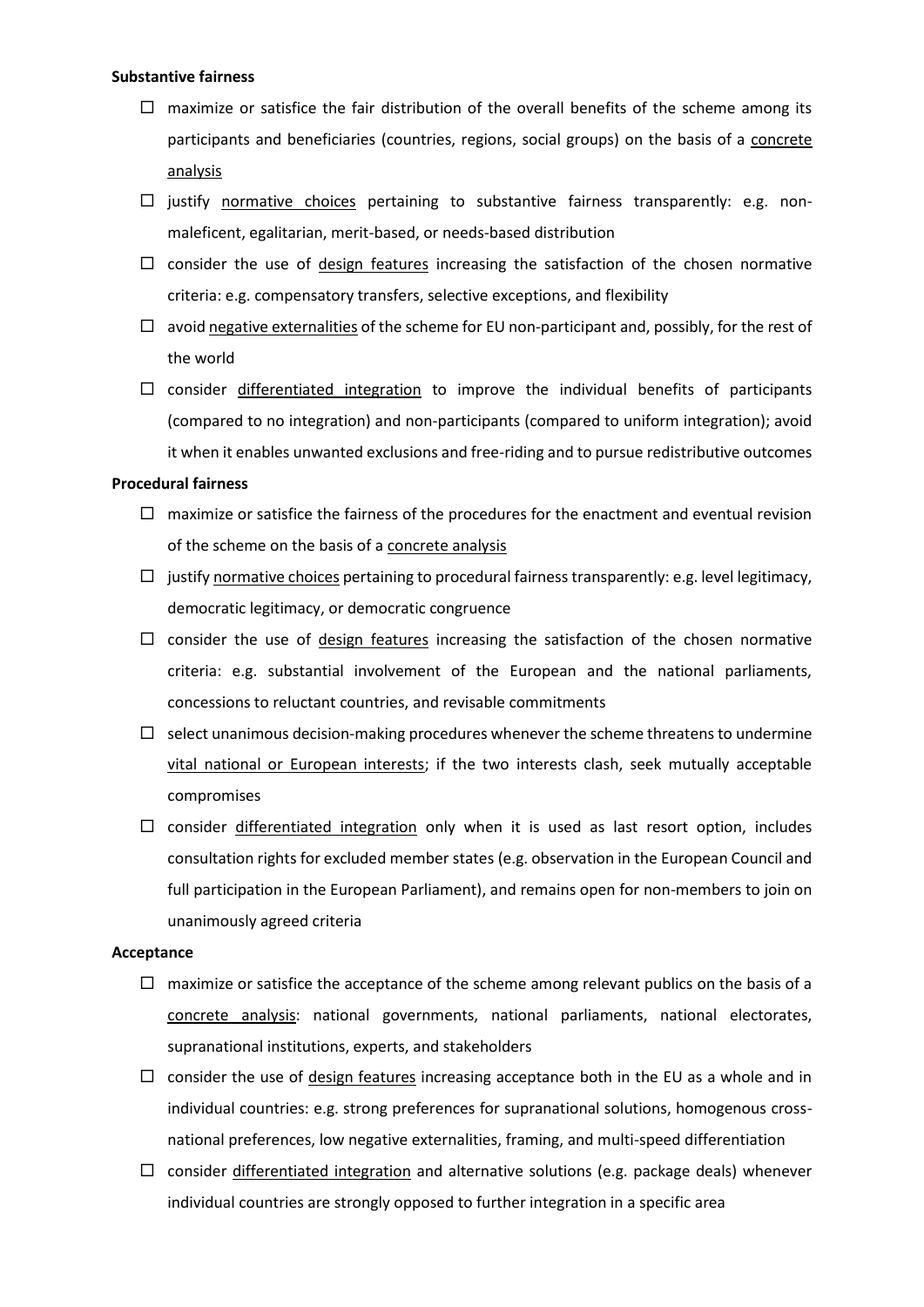**Substantive fairness**

- ☐ maximize or satisfice the fair distribution of the overall benefits of the scheme among its participants and beneficiaries (countries, regions, social groups) on the basis of a <u>concrete analysis</u>
- ☐ justify <u>normative choices</u> pertaining to substantive fairness transparently: e.g. non-maleficent, egalitarian, merit-based, or needs-based distribution
- ☐ consider the use of <u>design features</u> increasing the satisfaction of the chosen normative criteria: e.g. compensatory transfers, selective exceptions, and flexibility
- ☐ avoid <u>negative externalities</u> of the scheme for EU non-participant and, possibly, for the rest of the world
- ☐ consider <u>differentiated integration</u> to improve the individual benefits of participants (compared to no integration) and non-participants (compared to uniform integration); avoid it when it enables unwanted exclusions and free-riding and to pursue redistributive outcomes

**Procedural fairness**

- ☐ maximize or satisfice the fairness of the procedures for the enactment and eventual revision of the scheme on the basis of a <u>concrete analysis</u>
- ☐ justify <u>normative choices</u> pertaining to procedural fairness transparently: e.g. level legitimacy, democratic legitimacy, or democratic congruence
- ☐ consider the use of <u>design features</u> increasing the satisfaction of the chosen normative criteria: e.g. substantial involvement of the European and the national parliaments, concessions to reluctant countries, and revisable commitments
- ☐ select unanimous decision-making procedures whenever the scheme threatens to undermine <u>vital national or European interests</u>; if the two interests clash, seek mutually acceptable compromises
- ☐ consider <u>differentiated integration</u> only when it is used as last resort option, includes consultation rights for excluded member states (e.g. observation in the European Council and full participation in the European Parliament), and remains open for non-members to join on unanimously agreed criteria

**Acceptance**

- ☐ maximize or satisfice the acceptance of the scheme among relevant publics on the basis of a <u>concrete analysis</u>: national governments, national parliaments, national electorates, supranational institutions, experts, and stakeholders
- ☐ consider the use of <u>design features</u> increasing acceptance both in the EU as a whole and in individual countries: e.g. strong preferences for supranational solutions, homogenous cross-national preferences, low negative externalities, framing, and multi-speed differentiation
- ☐ consider <u>differentiated integration</u> and alternative solutions (e.g. package deals) whenever individual countries are strongly opposed to further integration in a specific area